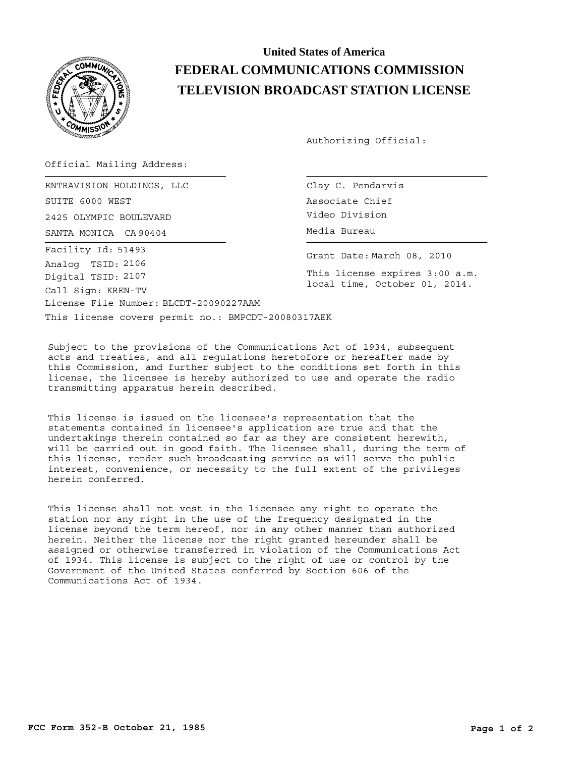# United States of America
# FEDERAL COMMUNICATIONS COMMISSION
# TELEVISION BROADCAST STATION LICENSE

Authorizing Official:

Official Mailing Address:

ENTRAVISION HOLDINGS, LLC
SUITE 6000 WEST
2425 OLYMPIC BOULEVARD
SANTA MONICA CA 90404

Clay C. Pendarvis
Associate Chief
Video Division
Media Bureau

Facility Id: 51493
Analog TSID: 2106
Digital TSID: 2107
Call Sign: KREN-TV
License File Number: BLCDT-20090227AAM

Grant Date: March 08, 2010

This license expires 3:00 a.m. local time, October 01, 2014.

This license covers permit no.: BMPCDT-20080317AEK

Subject to the provisions of the Communications Act of 1934, subsequent acts and treaties, and all regulations heretofore or hereafter made by this Commission, and further subject to the conditions set forth in this license, the licensee is hereby authorized to use and operate the radio transmitting apparatus herein described.

This license is issued on the licensee's representation that the statements contained in licensee's application are true and that the undertakings therein contained so far as they are consistent herewith, will be carried out in good faith. The licensee shall, during the term of this license, render such broadcasting service as will serve the public interest, convenience, or necessity to the full extent of the privileges herein conferred.

This license shall not vest in the licensee any right to operate the station nor any right in the use of the frequency designated in the license beyond the term hereof, nor in any other manner than authorized herein. Neither the license nor the right granted hereunder shall be assigned or otherwise transferred in violation of the Communications Act of 1934. This license is subject to the right of use or control by the Government of the United States conferred by Section 606 of the Communications Act of 1934.

FCC Form 352-B October 21, 1985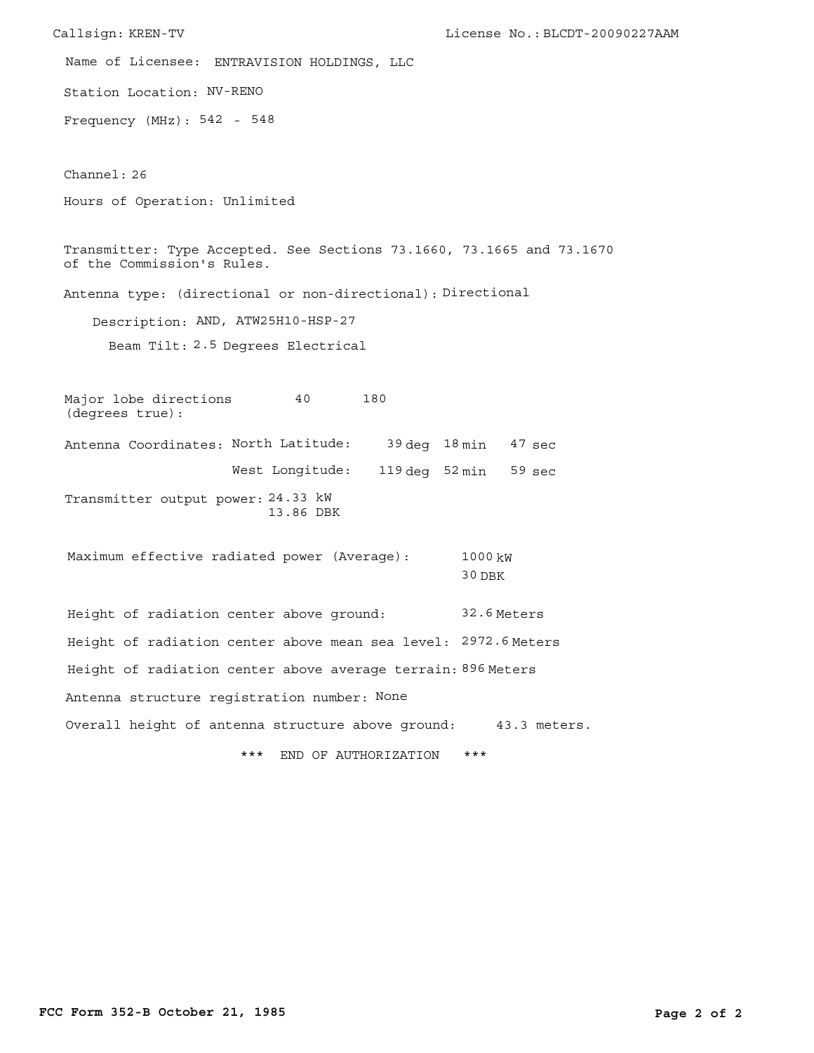Callsign: KREN-TV License No.: BLCDT-20090227AAM

Name of Licensee: ENTRAVISION HOLDINGS, LLC

Station Location: NV-RENO

Frequency (MHz): 542 - 548

Channel: 26

Hours of Operation: Unlimited

Transmitter: Type Accepted. See Sections 73.1660, 73.1665 and 73.1670 of the Commission's Rules.

Antenna type: (directional or non-directional): Directional

Description: AND, ATW25H10-HSP-27

Beam Tilt: 2.5 Degrees Electrical

Major lobe directions (degrees true): 40 180

Antenna Coordinates: North Latitude: 39 deg 18 min 47 sec

West Longitude: 119 deg 52 min 59 sec

Transmitter output power: 24.33 kW
13.86 DBK

Maximum effective radiated power (Average): 1000 kW
30 DBK

Height of radiation center above ground: 32.6 Meters

Height of radiation center above mean sea level: 2972.6 Meters

Height of radiation center above average terrain: 896 Meters

Antenna structure registration number: None

Overall height of antenna structure above ground: 43.3 meters.

\*\*\* END OF AUTHORIZATION \*\*\*

FCC Form 352-B October 21, 1985